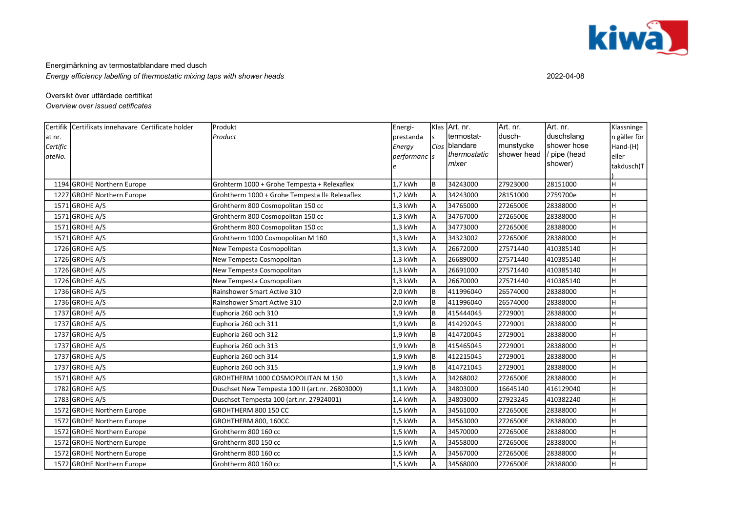Energimärkning av termostatblandare med dusch

*Energy efficiency labelling of thermostatic mixing taps with shower heads*

2022-04-08

Översikt över utfärdade certifikat

*Overview over issued certificates*

| Certifikat nr. *CertificateNo.* | Certifikats innehavare Certificate holder | Produkt *Product* | Energi-prestanda *Energy performance* | Klass *Class* | Art. nr. termostat-blandare *thermostatic mixer* | Art. nr. dusch-munstycke shower head | Art. nr. duschslang shower hose / pipe (head shower) | Klassningen gäller för Hand-(H) eller takdusch(T) |
|---|---|---|---|---|---|---|---|---|
| 1194 | GROHE Northern Europe | Grohterm 1000 + Grohe Tempesta + Relexaflex | 1,7 kWh | B | 34243000 | 27923000 | 28151000 | H |
| 1227 | GROHE Northern Europe | Grohtherm 1000 + Grohe Tempesta II+ Relexaflex | 1,2 kWh | A | 34243000 | 28151000 | 2759700e | H |
| 1571 | GROHE A/S | Grohtherm 800 Cosmopolitan 150 cc | 1,3 kWh | A | 34765000 | 2726500E | 28388000 | H |
| 1571 | GROHE A/S | Grohtherm 800 Cosmopolitan 150 cc | 1,3 kWh | A | 34767000 | 2726500E | 28388000 | H |
| 1571 | GROHE A/S | Grohtherm 800 Cosmopolitan 150 cc | 1,3 kWh | A | 34773000 | 2726500E | 28388000 | H |
| 1571 | GROHE A/S | Grohtherm 1000 Cosmopolitan M 160 | 1,3 kWh | A | 34323002 | 2726500E | 28388000 | H |
| 1726 | GROHE A/S | New Tempesta Cosmopolitan | 1,3 kWh | A | 26672000 | 27571440 | 410385140 | H |
| 1726 | GROHE A/S | New Tempesta Cosmopolitan | 1,3 kWh | A | 26689000 | 27571440 | 410385140 | H |
| 1726 | GROHE A/S | New Tempesta Cosmopolitan | 1,3 kWh | A | 26691000 | 27571440 | 410385140 | H |
| 1726 | GROHE A/S | New Tempesta Cosmopolitan | 1,3 kWh | A | 26670000 | 27571440 | 410385140 | H |
| 1736 | GROHE A/S | Rainshower Smart Active 310 | 2,0 kWh | B | 411996040 | 26574000 | 28388000 | H |
| 1736 | GROHE A/S | Rainshower Smart Active 310 | 2,0 kWh | B | 411996040 | 26574000 | 28388000 | H |
| 1737 | GROHE A/S | Euphoria 260 och 310 | 1,9 kWh | B | 415444045 | 2729001 | 28388000 | H |
| 1737 | GROHE A/S | Euphoria 260 och 311 | 1,9 kWh | B | 414292045 | 2729001 | 28388000 | H |
| 1737 | GROHE A/S | Euphoria 260 och 312 | 1,9 kWh | B | 414720045 | 2729001 | 28388000 | H |
| 1737 | GROHE A/S | Euphoria 260 och 313 | 1,9 kWh | B | 415465045 | 2729001 | 28388000 | H |
| 1737 | GROHE A/S | Euphoria 260 och 314 | 1,9 kWh | B | 412215045 | 2729001 | 28388000 | H |
| 1737 | GROHE A/S | Euphoria 260 och 315 | 1,9 kWh | B | 414721045 | 2729001 | 28388000 | H |
| 1571 | GROHE A/S | GROHTHERM 1000 COSMOPOLITAN M 150 | 1,3 kWh | A | 34268002 | 2726500E | 28388000 | H |
| 1782 | GROHE A/S | Duschset New Tempesta 100 II (art.nr. 26803000) | 1,1 kWh | A | 34803000 | 16645140 | 416129040 | H |
| 1783 | GROHE A/S | Duschset Tempesta 100 (art.nr. 27924001) | 1,4 kWh | A | 34803000 | 27923245 | 410382240 | H |
| 1572 | GROHE Northern Europe | GROHTHERM 800 150 CC | 1,5 kWh | A | 34561000 | 2726500E | 28388000 | H |
| 1572 | GROHE Northern Europe | GROHTHERM 800, 160CC | 1,5 kWh | A | 34563000 | 2726500E | 28388000 | H |
| 1572 | GROHE Northern Europe | Grohtherm 800 160 cc | 1,5 kWh | A | 34570000 | 2726500E | 28388000 | H |
| 1572 | GROHE Northern Europe | Grohtherm 800 150 cc | 1,5 kWh | A | 34558000 | 2726500E | 28388000 | H |
| 1572 | GROHE Northern Europe | Grohtherm 800 160 cc | 1,5 kWh | A | 34567000 | 2726500E | 28388000 | H |
| 1572 | GROHE Northern Europe | Grohtherm 800 160 cc | 1,5 kWh | A | 34568000 | 2726500E | 28388000 | H |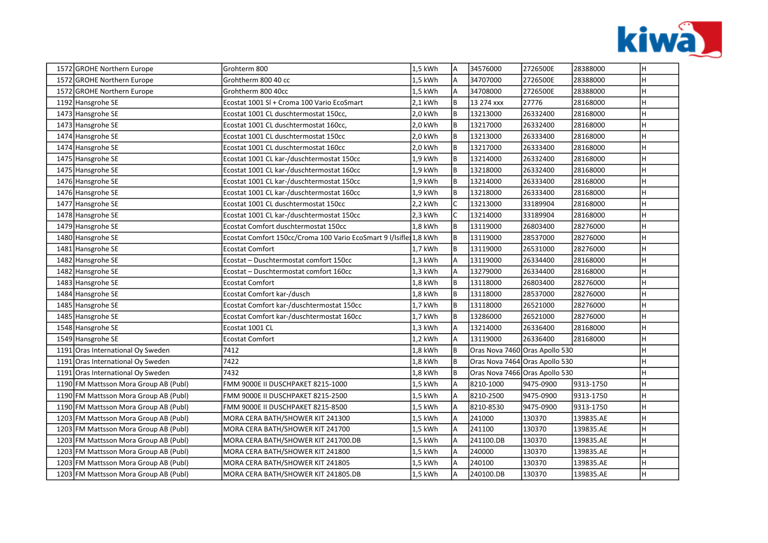| | | | | | | | | |
|---|---|---|---|---|---|---|---|---|
| 1572 | GROHE Northern Europe | Grohterm 800 | 1,5 kWh | A | 34576000 | 2726500E | 28388000 | H |
| 1572 | GROHE Northern Europe | Grohtherm 800 40 cc | 1,5 kWh | A | 34707000 | 2726500E | 28388000 | H |
| 1572 | GROHE Northern Europe | Grohtherm 800 40cc | 1,5 kWh | A | 34708000 | 2726500E | 28388000 | H |
| 1192 | Hansgrohe SE | Ecostat 1001 Sl + Croma 100 Vario EcoSmart | 2,1 kWh | B | 13 274 xxx | 27776 | 28168000 | H |
| 1473 | Hansgrohe SE | Ecostat 1001 CL duschtermostat 150cc, | 2,0 kWh | B | 13213000 | 26332400 | 28168000 | H |
| 1473 | Hansgrohe SE | Ecostat 1001 CL duschtermostat 160cc, | 2,0 kWh | B | 13217000 | 26332400 | 28168000 | H |
| 1474 | Hansgrohe SE | Ecostat 1001 CL duschtermostat 150cc | 2,0 kWh | B | 13213000 | 26333400 | 28168000 | H |
| 1474 | Hansgrohe SE | Ecostat 1001 CL duschtermostat 160cc | 2,0 kWh | B | 13217000 | 26333400 | 28168000 | H |
| 1475 | Hansgrohe SE | Ecostat 1001 CL kar-/duschtermostat 150cc | 1,9 kWh | B | 13214000 | 26332400 | 28168000 | H |
| 1475 | Hansgrohe SE | Ecostat 1001 CL kar-/duschtermostat 160cc | 1,9 kWh | B | 13218000 | 26332400 | 28168000 | H |
| 1476 | Hansgrohe SE | Ecostat 1001 CL kar-/duschtermostat 150cc | 1,9 kWh | B | 13214000 | 26333400 | 28168000 | H |
| 1476 | Hansgrohe SE | Ecostat 1001 CL kar-/duschtermostat 160cc | 1,9 kWh | B | 13218000 | 26333400 | 28168000 | H |
| 1477 | Hansgrohe SE | Ecostat 1001 CL duschtermostat 150cc | 2,2 kWh | C | 13213000 | 33189904 | 28168000 | H |
| 1478 | Hansgrohe SE | Ecostat 1001 CL kar-/duschtermostat 150cc | 2,3 kWh | C | 13214000 | 33189904 | 28168000 | H |
| 1479 | Hansgrohe SE | Ecostat Comfort duschtermostat 150cc | 1,8 kWh | B | 13119000 | 26803400 | 28276000 | H |
| 1480 | Hansgrohe SE | Ecostat Comfort 150cc/Croma 100 Vario EcoSmart 9 l/Isifle | 1,8 kWh | B | 13119000 | 28537000 | 28276000 | H |
| 1481 | Hansgrohe SE | Ecostat Comfort | 1,7 kWh | B | 13119000 | 26531000 | 28276000 | H |
| 1482 | Hansgrohe SE | Ecostat – Duschtermostat comfort 150cc | 1,3 kWh | A | 13119000 | 26334400 | 28168000 | H |
| 1482 | Hansgrohe SE | Ecostat – Duschtermostat comfort 160cc | 1,3 kWh | A | 13279000 | 26334400 | 28168000 | H |
| 1483 | Hansgrohe SE | Ecostat Comfort | 1,8 kWh | B | 13118000 | 26803400 | 28276000 | H |
| 1484 | Hansgrohe SE | Ecostat Comfort kar-/dusch | 1,8 kWh | B | 13118000 | 28537000 | 28276000 | H |
| 1485 | Hansgrohe SE | Ecostat Comfort kar-/duschtermostat 150cc | 1,7 kWh | B | 13118000 | 26521000 | 28276000 | H |
| 1485 | Hansgrohe SE | Ecostat Comfort kar-/duschtermostat 160cc | 1,7 kWh | B | 13286000 | 26521000 | 28276000 | H |
| 1548 | Hansgrohe SE | Ecostat 1001 CL | 1,3 kWh | A | 13214000 | 26336400 | 28168000 | H |
| 1549 | Hansgrohe SE | Ecostat Comfort | 1,2 kWh | A | 13119000 | 26336400 | 28168000 | H |
| 1191 | Oras International Oy Sweden | 7412 | 1,8 kWh | B | Oras Nova 7460 | Oras Apollo 530 | | H |
| 1191 | Oras International Oy Sweden | 7422 | 1,8 kWh | B | Oras Nova 7464 | Oras Apollo 530 | | H |
| 1191 | Oras International Oy Sweden | 7432 | 1,8 kWh | B | Oras Nova 7466 | Oras Apollo 530 | | H |
| 1190 | FM Mattsson Mora Group AB (Publ) | FMM 9000E II DUSCHPAKET 8215-1000 | 1,5 kWh | A | 8210-1000 | 9475-0900 | 9313-1750 | H |
| 1190 | FM Mattsson Mora Group AB (Publ) | FMM 9000E II DUSCHPAKET 8215-2500 | 1,5 kWh | A | 8210-2500 | 9475-0900 | 9313-1750 | H |
| 1190 | FM Mattsson Mora Group AB (Publ) | FMM 9000E II DUSCHPAKET 8215-8500 | 1,5 kWh | A | 8210-8530 | 9475-0900 | 9313-1750 | H |
| 1203 | FM Mattsson Mora Group AB (Publ) | MORA CERA BATH/SHOWER KIT 241300 | 1,5 kWh | A | 241000 | 130370 | 139835.AE | H |
| 1203 | FM Mattsson Mora Group AB (Publ) | MORA CERA BATH/SHOWER KIT 241700 | 1,5 kWh | A | 241100 | 130370 | 139835.AE | H |
| 1203 | FM Mattsson Mora Group AB (Publ) | MORA CERA BATH/SHOWER KIT 241700.DB | 1,5 kWh | A | 241100.DB | 130370 | 139835.AE | H |
| 1203 | FM Mattsson Mora Group AB (Publ) | MORA CERA BATH/SHOWER KIT 241800 | 1,5 kWh | A | 240000 | 130370 | 139835.AE | H |
| 1203 | FM Mattsson Mora Group AB (Publ) | MORA CERA BATH/SHOWER KIT 241805 | 1,5 kWh | A | 240100 | 130370 | 139835.AE | H |
| 1203 | FM Mattsson Mora Group AB (Publ) | MORA CERA BATH/SHOWER KIT 241805.DB | 1,5 kWh | A | 240100.DB | 130370 | 139835.AE | H |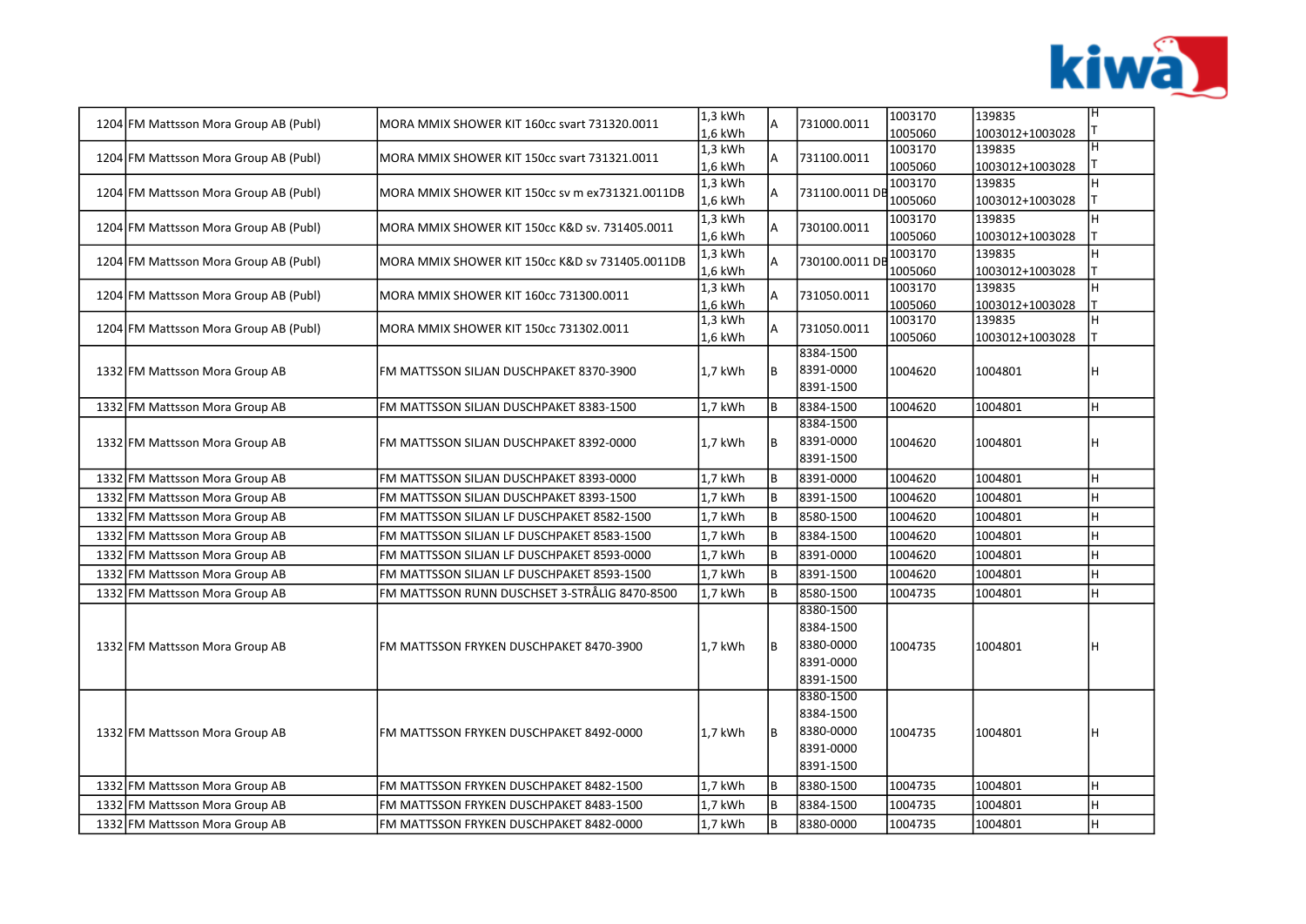| | | | | | | | | |
|---|---|---|---|---|---|---|---|---|
| 1204 | FM Mattsson Mora Group AB (Publ) | MORA MMIX SHOWER KIT 160cc svart 731320.0011 | 1,3 kWh<br>1,6 kWh | A | 731000.0011 | 1003170<br>1005060 | 139835<br>1003012+1003028 | H<br>T |
| 1204 | FM Mattsson Mora Group AB (Publ) | MORA MMIX SHOWER KIT 150cc svart 731321.0011 | 1,3 kWh<br>1,6 kWh | A | 731100.0011 | 1003170<br>1005060 | 139835<br>1003012+1003028 | H<br>T |
| 1204 | FM Mattsson Mora Group AB (Publ) | MORA MMIX SHOWER KIT 150cc sv m ex731321.0011DB | 1,3 kWh<br>1,6 kWh | A | 731100.0011 DB | 1003170<br>1005060 | 139835<br>1003012+1003028 | H<br>T |
| 1204 | FM Mattsson Mora Group AB (Publ) | MORA MMIX SHOWER KIT 150cc K&D sv. 731405.0011 | 1,3 kWh<br>1,6 kWh | A | 730100.0011 | 1003170<br>1005060 | 139835<br>1003012+1003028 | H<br>T |
| 1204 | FM Mattsson Mora Group AB (Publ) | MORA MMIX SHOWER KIT 150cc K&D sv 731405.0011DB | 1,3 kWh<br>1,6 kWh | A | 730100.0011 DB | 1003170<br>1005060 | 139835<br>1003012+1003028 | H<br>T |
| 1204 | FM Mattsson Mora Group AB (Publ) | MORA MMIX SHOWER KIT 160cc 731300.0011 | 1,3 kWh<br>1,6 kWh | A | 731050.0011 | 1003170<br>1005060 | 139835<br>1003012+1003028 | H<br>T |
| 1204 | FM Mattsson Mora Group AB (Publ) | MORA MMIX SHOWER KIT 150cc 731302.0011 | 1,3 kWh<br>1,6 kWh | A | 731050.0011 | 1003170<br>1005060 | 139835<br>1003012+1003028 | H<br>T |
| 1332 | FM Mattsson Mora Group AB | FM MATTSSON SILJAN DUSCHPAKET 8370-3900 | 1,7 kWh | B | 8384-1500<br>8391-0000<br>8391-1500 | 1004620 | 1004801 | H |
| 1332 | FM Mattsson Mora Group AB | FM MATTSSON SILJAN DUSCHPAKET 8383-1500 | 1,7 kWh | B | 8384-1500 | 1004620 | 1004801 | H |
| 1332 | FM Mattsson Mora Group AB | FM MATTSSON SILJAN DUSCHPAKET 8392-0000 | 1,7 kWh | B | 8384-1500<br>8391-0000<br>8391-1500 | 1004620 | 1004801 | H |
| 1332 | FM Mattsson Mora Group AB | FM MATTSSON SILJAN DUSCHPAKET 8393-0000 | 1,7 kWh | B | 8391-0000 | 1004620 | 1004801 | H |
| 1332 | FM Mattsson Mora Group AB | FM MATTSSON SILJAN DUSCHPAKET 8393-1500 | 1,7 kWh | B | 8391-1500 | 1004620 | 1004801 | H |
| 1332 | FM Mattsson Mora Group AB | FM MATTSSON SILJAN LF DUSCHPAKET 8582-1500 | 1,7 kWh | B | 8580-1500 | 1004620 | 1004801 | H |
| 1332 | FM Mattsson Mora Group AB | FM MATTSSON SILJAN LF DUSCHPAKET 8583-1500 | 1,7 kWh | B | 8384-1500 | 1004620 | 1004801 | H |
| 1332 | FM Mattsson Mora Group AB | FM MATTSSON SILJAN LF DUSCHPAKET 8593-0000 | 1,7 kWh | B | 8391-0000 | 1004620 | 1004801 | H |
| 1332 | FM Mattsson Mora Group AB | FM MATTSSON SILJAN LF DUSCHPAKET 8593-1500 | 1,7 kWh | B | 8391-1500 | 1004620 | 1004801 | H |
| 1332 | FM Mattsson Mora Group AB | FM MATTSSON RUNN DUSCHSET 3-STRÅLIG 8470-8500 | 1,7 kWh | B | 8580-1500 | 1004735 | 1004801 | H |
| 1332 | FM Mattsson Mora Group AB | FM MATTSSON FRYKEN DUSCHPAKET 8470-3900 | 1,7 kWh | B | 8380-1500<br>8384-1500<br>8380-0000<br>8391-0000<br>8391-1500 | 1004735 | 1004801 | H |
| 1332 | FM Mattsson Mora Group AB | FM MATTSSON FRYKEN DUSCHPAKET 8492-0000 | 1,7 kWh | B | 8380-1500<br>8384-1500<br>8380-0000<br>8391-0000<br>8391-1500 | 1004735 | 1004801 | H |
| 1332 | FM Mattsson Mora Group AB | FM MATTSSON FRYKEN DUSCHPAKET 8482-1500 | 1,7 kWh | B | 8380-1500 | 1004735 | 1004801 | H |
| 1332 | FM Mattsson Mora Group AB | FM MATTSSON FRYKEN DUSCHPAKET 8483-1500 | 1,7 kWh | B | 8384-1500 | 1004735 | 1004801 | H |
| 1332 | FM Mattsson Mora Group AB | FM MATTSSON FRYKEN DUSCHPAKET 8482-0000 | 1,7 kWh | B | 8380-0000 | 1004735 | 1004801 | H |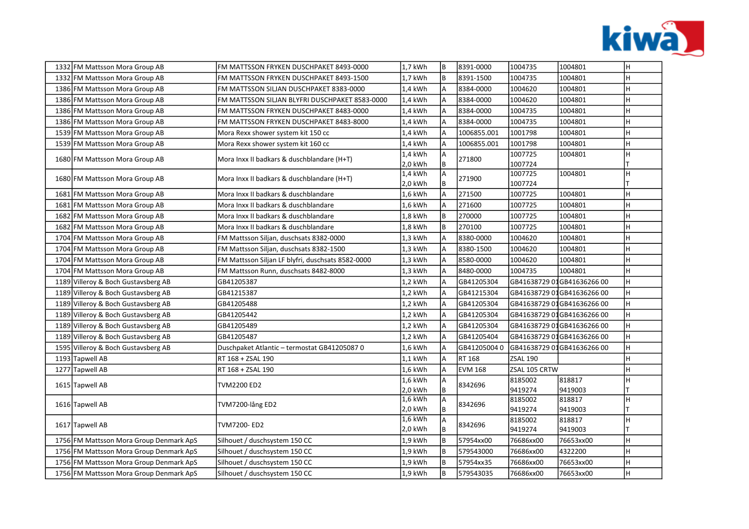| | | | | | | | | |
|---|---|---|---|---|---|---|---|---|
| 1332 | FM Mattsson Mora Group AB | FM MATTSSON FRYKEN DUSCHPAKET 8493-0000 | 1,7 kWh | B | 8391-0000 | 1004735 | 1004801 | H |
| 1332 | FM Mattsson Mora Group AB | FM MATTSSON FRYKEN DUSCHPAKET 8493-1500 | 1,7 kWh | B | 8391-1500 | 1004735 | 1004801 | H |
| 1386 | FM Mattsson Mora Group AB | FM MATTSSON SILJAN DUSCHPAKET 8383-0000 | 1,4 kWh | A | 8384-0000 | 1004620 | 1004801 | H |
| 1386 | FM Mattsson Mora Group AB | FM MATTSSON SILJAN BLYFRI DUSCHPAKET 8583-0000 | 1,4 kWh | A | 8384-0000 | 1004620 | 1004801 | H |
| 1386 | FM Mattsson Mora Group AB | FM MATTSSON FRYKEN DUSCHPAKET 8483-0000 | 1,4 kWh | A | 8384-0000 | 1004735 | 1004801 | H |
| 1386 | FM Mattsson Mora Group AB | FM MATTSSON FRYKEN DUSCHPAKET 8483-8000 | 1,4 kWh | A | 8384-0000 | 1004735 | 1004801 | H |
| 1539 | FM Mattsson Mora Group AB | Mora Rexx shower system kit 150 cc | 1,4 kWh | A | 1006855.001 | 1001798 | 1004801 | H |
| 1539 | FM Mattsson Mora Group AB | Mora Rexx shower system kit 160 cc | 1,4 kWh | A | 1006855.001 | 1001798 | 1004801 | H |
| 1680 | FM Mattsson Mora Group AB | Mora Inxx II badkars & duschblandare (H+T) | 1,4 kWh<br>2,0 kWh | A<br>B | 271800 | 1007725<br>1007724 | 1004801 | H<br>T |
| 1680 | FM Mattsson Mora Group AB | Mora Inxx II badkars & duschblandare (H+T) | 1,4 kWh<br>2,0 kWh | A<br>B | 271900 | 1007725<br>1007724 | 1004801 | H<br>T |
| 1681 | FM Mattsson Mora Group AB | Mora Inxx II badkars & duschblandare | 1,6 kWh | A | 271500 | 1007725 | 1004801 | H |
| 1681 | FM Mattsson Mora Group AB | Mora Inxx II badkars & duschblandare | 1,6 kWh | A | 271600 | 1007725 | 1004801 | H |
| 1682 | FM Mattsson Mora Group AB | Mora Inxx II badkars & duschblandare | 1,8 kWh | B | 270000 | 1007725 | 1004801 | H |
| 1682 | FM Mattsson Mora Group AB | Mora Inxx II badkars & duschblandare | 1,8 kWh | B | 270100 | 1007725 | 1004801 | H |
| 1704 | FM Mattsson Mora Group AB | FM Mattsson Siljan, duschsats 8382-0000 | 1,3 kWh | A | 8380-0000 | 1004620 | 1004801 | H |
| 1704 | FM Mattsson Mora Group AB | FM Mattsson Siljan, duschsats 8382-1500 | 1,3 kWh | A | 8380-1500 | 1004620 | 1004801 | H |
| 1704 | FM Mattsson Mora Group AB | FM Mattsson Siljan LF blyfri, duschsats 8582-0000 | 1,3 kWh | A | 8580-0000 | 1004620 | 1004801 | H |
| 1704 | FM Mattsson Mora Group AB | FM Mattsson Runn, duschsats 8482-8000 | 1,3 kWh | A | 8480-0000 | 1004735 | 1004801 | H |
| 1189 | Villeroy & Boch Gustavsberg AB | GB41205387 | 1,2 kWh | A | GB41205304 | GB41638729 01 | GB41636266 00 | H |
| 1189 | Villeroy & Boch Gustavsberg AB | GB41215387 | 1,2 kWh | A | GB41215304 | GB41638729 01 | GB41636266 00 | H |
| 1189 | Villeroy & Boch Gustavsberg AB | GB41205488 | 1,2 kWh | A | GB41205304 | GB41638729 01 | GB41636266 00 | H |
| 1189 | Villeroy & Boch Gustavsberg AB | GB41205442 | 1,2 kWh | A | GB41205304 | GB41638729 01 | GB41636266 00 | H |
| 1189 | Villeroy & Boch Gustavsberg AB | GB41205489 | 1,2 kWh | A | GB41205304 | GB41638729 01 | GB41636266 00 | H |
| 1189 | Villeroy & Boch Gustavsberg AB | GB41205487 | 1,2 kWh | A | GB41205404 | GB41638729 01 | GB41636266 00 | H |
| 1595 | Villeroy & Boch Gustavsberg AB | Duschpaket Atlantic – termostat GB41205087 0 | 1,6 kWh | A | GB41205004 0 | GB41638729 01 | GB41636266 00 | H |
| 1193 | Tapwell AB | RT 168 + ZSAL 190 | 1,1 kWh | A | RT 168 | ZSAL 190 | | H |
| 1277 | Tapwell AB | RT 168 + ZSAL 190 | 1,6 kWh | A | EVM 168 | ZSAL 105 CRTW | | H |
| 1615 | Tapwell AB | TVM2200 ED2 | 1,6 kWh<br>2,0 kWh | A<br>B | 8342696 | 8185002<br>9419274 | 818817<br>9419003 | H<br>T |
| 1616 | Tapwell AB | TVM7200-lång ED2 | 1,6 kWh<br>2,0 kWh | A<br>B | 8342696 | 8185002<br>9419274 | 818817<br>9419003 | H<br>T |
| 1617 | Tapwell AB | TVM7200- ED2 | 1,6 kWh<br>2,0 kWh | A<br>B | 8342696 | 8185002<br>9419274 | 818817<br>9419003 | H<br>T |
| 1756 | FM Mattsson Mora Group Denmark ApS | Silhouet / duschsystem 150 CC | 1,9 kWh | B | 57954xx00 | 76686xx00 | 76653xx00 | H |
| 1756 | FM Mattsson Mora Group Denmark ApS | Silhouet / duschsystem 150 CC | 1,9 kWh | B | 579543000 | 76686xx00 | 4322200 | H |
| 1756 | FM Mattsson Mora Group Denmark ApS | Silhouet / duschsystem 150 CC | 1,9 kWh | B | 57954xx35 | 76686xx00 | 76653xx00 | H |
| 1756 | FM Mattsson Mora Group Denmark ApS | Silhouet / duschsystem 150 CC | 1,9 kWh | B | 579543035 | 76686xx00 | 76653xx00 | H |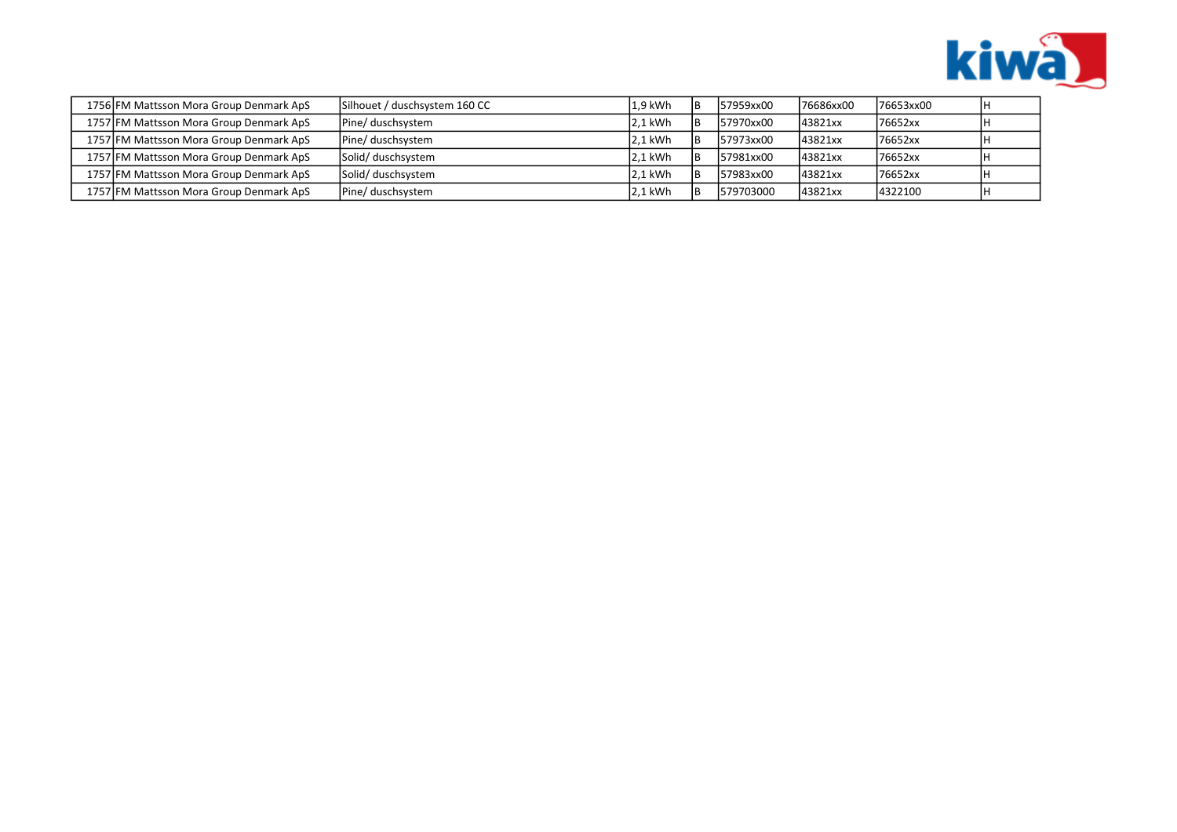| | | | | | | | | |
|---|---|---|---|---|---|---|---|---|
| 1756 | FM Mattsson Mora Group Denmark ApS | Silhouet / duschsystem 160 CC | 1,9 kWh | B | 57959xx00 | 76686xx00 | 76653xx00 | H |
| 1757 | FM Mattsson Mora Group Denmark ApS | Pine/ duschsystem | 2,1 kWh | B | 57970xx00 | 43821xx | 76652xx | H |
| 1757 | FM Mattsson Mora Group Denmark ApS | Pine/ duschsystem | 2,1 kWh | B | 57973xx00 | 43821xx | 76652xx | H |
| 1757 | FM Mattsson Mora Group Denmark ApS | Solid/ duschsystem | 2,1 kWh | B | 57981xx00 | 43821xx | 76652xx | H |
| 1757 | FM Mattsson Mora Group Denmark ApS | Solid/ duschsystem | 2,1 kWh | B | 57983xx00 | 43821xx | 76652xx | H |
| 1757 | FM Mattsson Mora Group Denmark ApS | Pine/ duschsystem | 2,1 kWh | B | 579703000 | 43821xx | 4322100 | H |